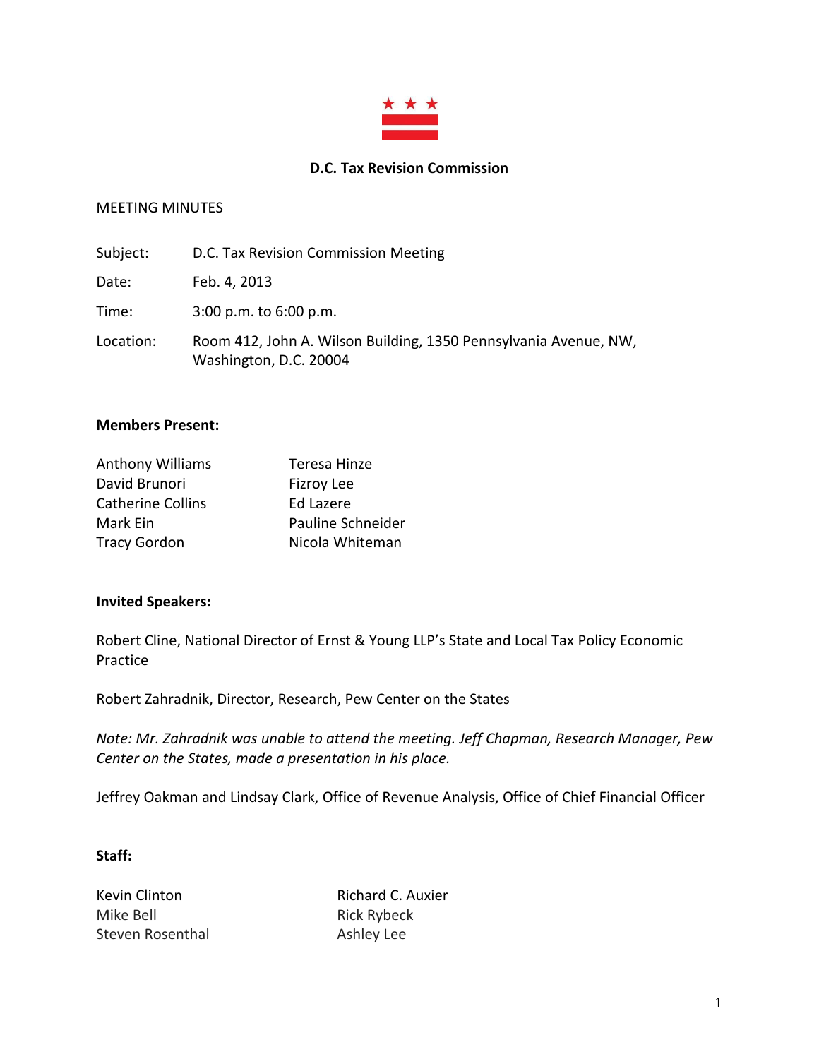# D.C. Tax Revision Commission

## MEETING MINUTES

Subject: D.C. Tax Revision Commission Meeting

Date: Feb. 4, 2013

Time: 3:00 p.m. to 6:00 p.m.

Location: Room 412, John A. Wilson Building, 1350 Pennsylvania Avenue, NW, Washington, D.C. 20004

**Members Present:**

| | |
|---|---|
| Anthony Williams | Teresa Hinze |
| David Brunori | Fizroy Lee |
| Catherine Collins | Ed Lazere |
| Mark Ein | Pauline Schneider |
| Tracy Gordon | Nicola Whiteman |

**Invited Speakers:**

Robert Cline, National Director of Ernst & Young LLP's State and Local Tax Policy Economic Practice

Robert Zahradnik, Director, Research, Pew Center on the States

*Note: Mr. Zahradnik was unable to attend the meeting. Jeff Chapman, Research Manager, Pew Center on the States, made a presentation in his place.*

Jeffrey Oakman and Lindsay Clark, Office of Revenue Analysis, Office of Chief Financial Officer

**Staff:**

| | |
|---|---|
| Kevin Clinton | Richard C. Auxier |
| Mike Bell | Rick Rybeck |
| Steven Rosenthal | Ashley Lee |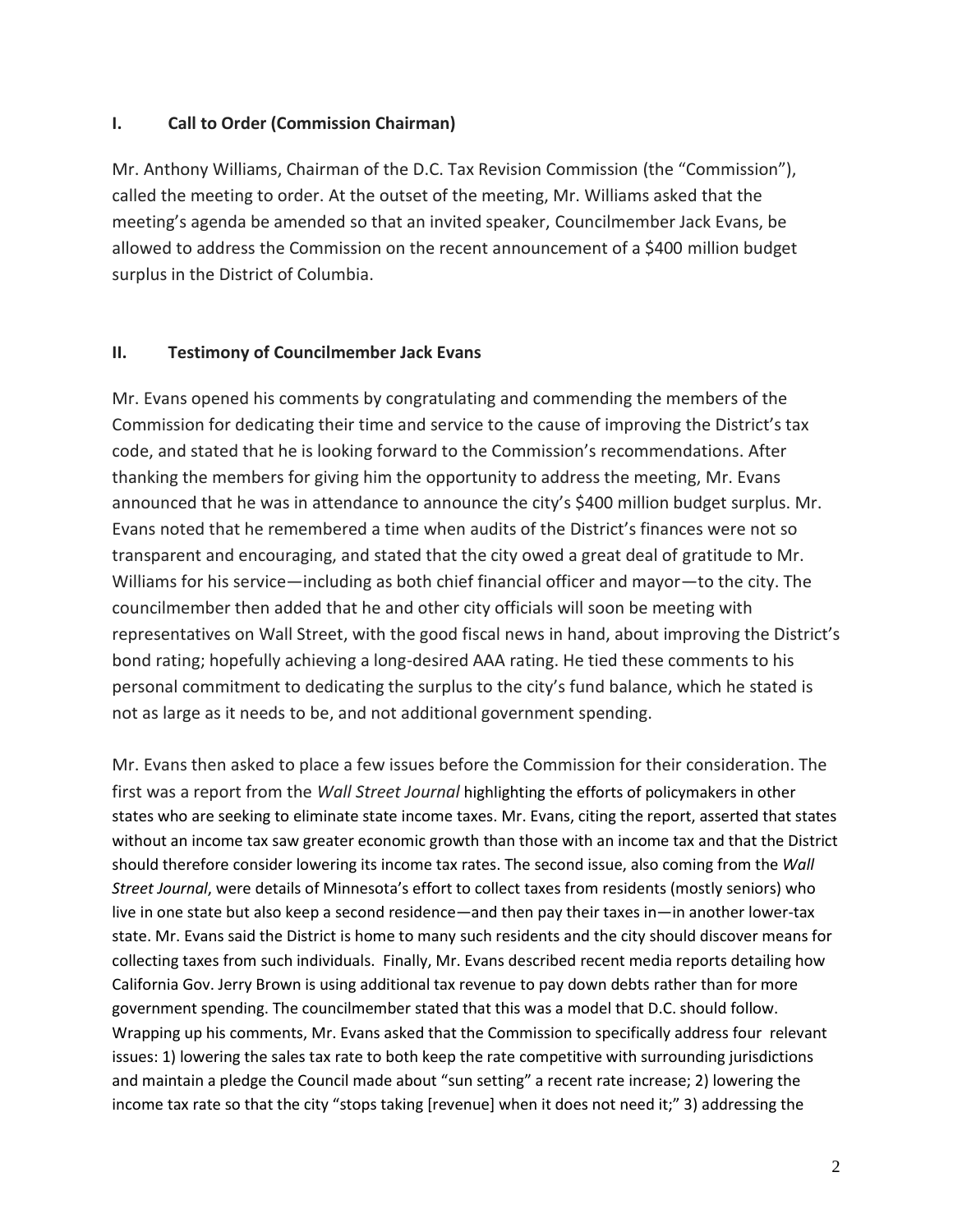## I. Call to Order (Commission Chairman)

Mr. Anthony Williams, Chairman of the D.C. Tax Revision Commission (the "Commission"), called the meeting to order. At the outset of the meeting, Mr. Williams asked that the meeting's agenda be amended so that an invited speaker, Councilmember Jack Evans, be allowed to address the Commission on the recent announcement of a $400 million budget surplus in the District of Columbia.

## II. Testimony of Councilmember Jack Evans

Mr. Evans opened his comments by congratulating and commending the members of the Commission for dedicating their time and service to the cause of improving the District's tax code, and stated that he is looking forward to the Commission's recommendations. After thanking the members for giving him the opportunity to address the meeting, Mr. Evans announced that he was in attendance to announce the city's $400 million budget surplus. Mr. Evans noted that he remembered a time when audits of the District's finances were not so transparent and encouraging, and stated that the city owed a great deal of gratitude to Mr. Williams for his service—including as both chief financial officer and mayor—to the city. The councilmember then added that he and other city officials will soon be meeting with representatives on Wall Street, with the good fiscal news in hand, about improving the District's bond rating; hopefully achieving a long-desired AAA rating. He tied these comments to his personal commitment to dedicating the surplus to the city's fund balance, which he stated is not as large as it needs to be, and not additional government spending.

Mr. Evans then asked to place a few issues before the Commission for their consideration. The first was a report from the *Wall Street Journal* highlighting the efforts of policymakers in other states who are seeking to eliminate state income taxes. Mr. Evans, citing the report, asserted that states without an income tax saw greater economic growth than those with an income tax and that the District should therefore consider lowering its income tax rates. The second issue, also coming from the *Wall Street Journal*, were details of Minnesota's effort to collect taxes from residents (mostly seniors) who live in one state but also keep a second residence—and then pay their taxes in—in another lower-tax state. Mr. Evans said the District is home to many such residents and the city should discover means for collecting taxes from such individuals. Finally, Mr. Evans described recent media reports detailing how California Gov. Jerry Brown is using additional tax revenue to pay down debts rather than for more government spending. The councilmember stated that this was a model that D.C. should follow. Wrapping up his comments, Mr. Evans asked that the Commission to specifically address four relevant issues: 1) lowering the sales tax rate to both keep the rate competitive with surrounding jurisdictions and maintain a pledge the Council made about "sun setting" a recent rate increase; 2) lowering the income tax rate so that the city "stops taking [revenue] when it does not need it;" 3) addressing the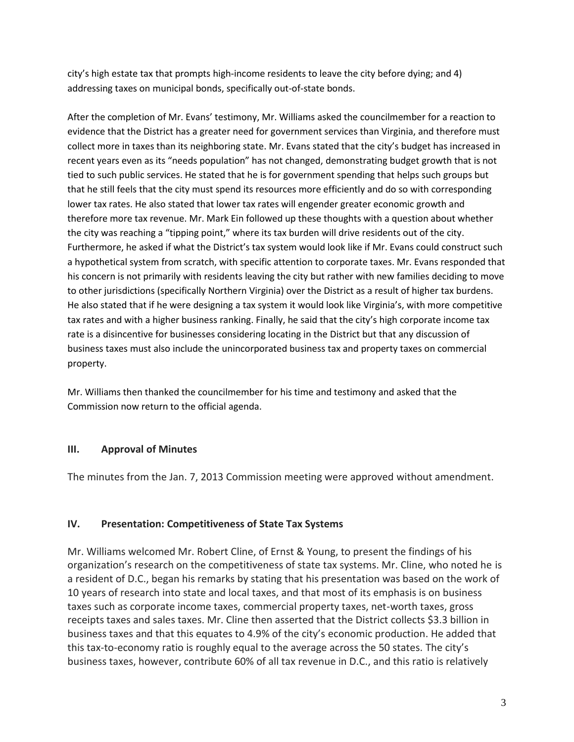city's high estate tax that prompts high-income residents to leave the city before dying; and 4) addressing taxes on municipal bonds, specifically out-of-state bonds.

After the completion of Mr. Evans' testimony, Mr. Williams asked the councilmember for a reaction to evidence that the District has a greater need for government services than Virginia, and therefore must collect more in taxes than its neighboring state. Mr. Evans stated that the city's budget has increased in recent years even as its "needs population" has not changed, demonstrating budget growth that is not tied to such public services. He stated that he is for government spending that helps such groups but that he still feels that the city must spend its resources more efficiently and do so with corresponding lower tax rates. He also stated that lower tax rates will engender greater economic growth and therefore more tax revenue. Mr. Mark Ein followed up these thoughts with a question about whether the city was reaching a "tipping point," where its tax burden will drive residents out of the city. Furthermore, he asked if what the District's tax system would look like if Mr. Evans could construct such a hypothetical system from scratch, with specific attention to corporate taxes. Mr. Evans responded that his concern is not primarily with residents leaving the city but rather with new families deciding to move to other jurisdictions (specifically Northern Virginia) over the District as a result of higher tax burdens. He also stated that if he were designing a tax system it would look like Virginia's, with more competitive tax rates and with a higher business ranking. Finally, he said that the city's high corporate income tax rate is a disincentive for businesses considering locating in the District but that any discussion of business taxes must also include the unincorporated business tax and property taxes on commercial property.

Mr. Williams then thanked the councilmember for his time and testimony and asked that the Commission now return to the official agenda.

## III. Approval of Minutes

The minutes from the Jan. 7, 2013 Commission meeting were approved without amendment.

## IV. Presentation: Competitiveness of State Tax Systems

Mr. Williams welcomed Mr. Robert Cline, of Ernst & Young, to present the findings of his organization's research on the competitiveness of state tax systems. Mr. Cline, who noted he is a resident of D.C., began his remarks by stating that his presentation was based on the work of 10 years of research into state and local taxes, and that most of its emphasis is on business taxes such as corporate income taxes, commercial property taxes, net-worth taxes, gross receipts taxes and sales taxes. Mr. Cline then asserted that the District collects $3.3 billion in business taxes and that this equates to 4.9% of the city's economic production. He added that this tax-to-economy ratio is roughly equal to the average across the 50 states. The city's business taxes, however, contribute 60% of all tax revenue in D.C., and this ratio is relatively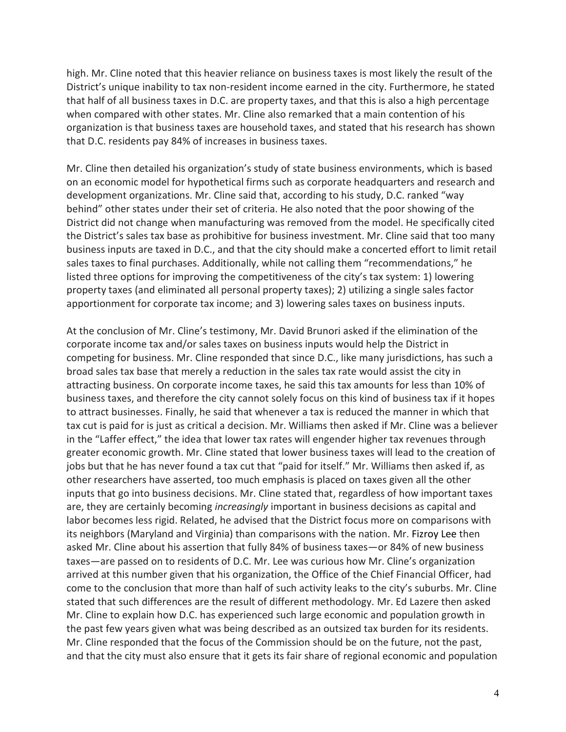high. Mr. Cline noted that this heavier reliance on business taxes is most likely the result of the District's unique inability to tax non-resident income earned in the city. Furthermore, he stated that half of all business taxes in D.C. are property taxes, and that this is also a high percentage when compared with other states. Mr. Cline also remarked that a main contention of his organization is that business taxes are household taxes, and stated that his research has shown that D.C. residents pay 84% of increases in business taxes.

Mr. Cline then detailed his organization's study of state business environments, which is based on an economic model for hypothetical firms such as corporate headquarters and research and development organizations. Mr. Cline said that, according to his study, D.C. ranked "way behind" other states under their set of criteria. He also noted that the poor showing of the District did not change when manufacturing was removed from the model. He specifically cited the District's sales tax base as prohibitive for business investment. Mr. Cline said that too many business inputs are taxed in D.C., and that the city should make a concerted effort to limit retail sales taxes to final purchases. Additionally, while not calling them "recommendations," he listed three options for improving the competitiveness of the city's tax system: 1) lowering property taxes (and eliminated all personal property taxes); 2) utilizing a single sales factor apportionment for corporate tax income; and 3) lowering sales taxes on business inputs.

At the conclusion of Mr. Cline's testimony, Mr. David Brunori asked if the elimination of the corporate income tax and/or sales taxes on business inputs would help the District in competing for business. Mr. Cline responded that since D.C., like many jurisdictions, has such a broad sales tax base that merely a reduction in the sales tax rate would assist the city in attracting business. On corporate income taxes, he said this tax amounts for less than 10% of business taxes, and therefore the city cannot solely focus on this kind of business tax if it hopes to attract businesses. Finally, he said that whenever a tax is reduced the manner in which that tax cut is paid for is just as critical a decision. Mr. Williams then asked if Mr. Cline was a believer in the "Laffer effect," the idea that lower tax rates will engender higher tax revenues through greater economic growth. Mr. Cline stated that lower business taxes will lead to the creation of jobs but that he has never found a tax cut that "paid for itself." Mr. Williams then asked if, as other researchers have asserted, too much emphasis is placed on taxes given all the other inputs that go into business decisions. Mr. Cline stated that, regardless of how important taxes are, they are certainly becoming *increasingly* important in business decisions as capital and labor becomes less rigid. Related, he advised that the District focus more on comparisons with its neighbors (Maryland and Virginia) than comparisons with the nation. Mr. Fizroy Lee then asked Mr. Cline about his assertion that fully 84% of business taxes—or 84% of new business taxes—are passed on to residents of D.C. Mr. Lee was curious how Mr. Cline's organization arrived at this number given that his organization, the Office of the Chief Financial Officer, had come to the conclusion that more than half of such activity leaks to the city's suburbs. Mr. Cline stated that such differences are the result of different methodology. Mr. Ed Lazere then asked Mr. Cline to explain how D.C. has experienced such large economic and population growth in the past few years given what was being described as an outsized tax burden for its residents. Mr. Cline responded that the focus of the Commission should be on the future, not the past, and that the city must also ensure that it gets its fair share of regional economic and population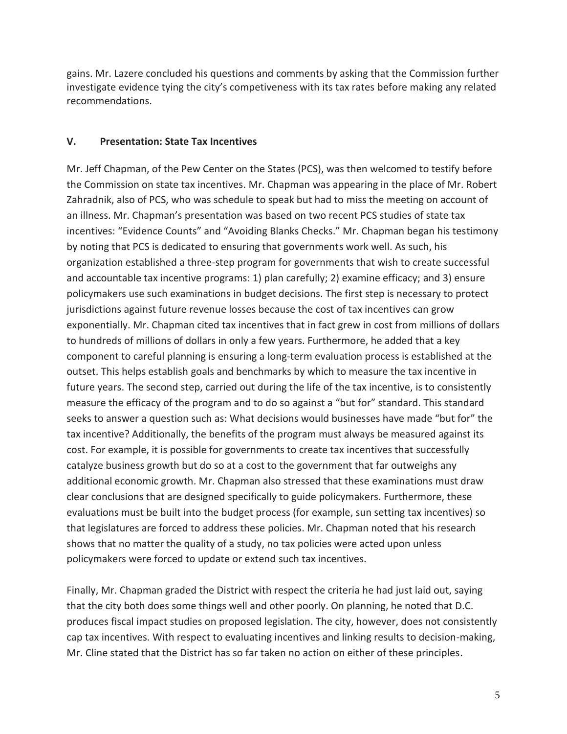gains. Mr. Lazere concluded his questions and comments by asking that the Commission further investigate evidence tying the city's competiveness with its tax rates before making any related recommendations.

### V. Presentation: State Tax Incentives

Mr. Jeff Chapman, of the Pew Center on the States (PCS), was then welcomed to testify before the Commission on state tax incentives. Mr. Chapman was appearing in the place of Mr. Robert Zahradnik, also of PCS, who was schedule to speak but had to miss the meeting on account of an illness. Mr. Chapman's presentation was based on two recent PCS studies of state tax incentives: "Evidence Counts" and "Avoiding Blanks Checks." Mr. Chapman began his testimony by noting that PCS is dedicated to ensuring that governments work well. As such, his organization established a three-step program for governments that wish to create successful and accountable tax incentive programs: 1) plan carefully; 2) examine efficacy; and 3) ensure policymakers use such examinations in budget decisions. The first step is necessary to protect jurisdictions against future revenue losses because the cost of tax incentives can grow exponentially. Mr. Chapman cited tax incentives that in fact grew in cost from millions of dollars to hundreds of millions of dollars in only a few years. Furthermore, he added that a key component to careful planning is ensuring a long-term evaluation process is established at the outset. This helps establish goals and benchmarks by which to measure the tax incentive in future years. The second step, carried out during the life of the tax incentive, is to consistently measure the efficacy of the program and to do so against a "but for" standard. This standard seeks to answer a question such as: What decisions would businesses have made "but for" the tax incentive? Additionally, the benefits of the program must always be measured against its cost. For example, it is possible for governments to create tax incentives that successfully catalyze business growth but do so at a cost to the government that far outweighs any additional economic growth. Mr. Chapman also stressed that these examinations must draw clear conclusions that are designed specifically to guide policymakers. Furthermore, these evaluations must be built into the budget process (for example, sun setting tax incentives) so that legislatures are forced to address these policies. Mr. Chapman noted that his research shows that no matter the quality of a study, no tax policies were acted upon unless policymakers were forced to update or extend such tax incentives.

Finally, Mr. Chapman graded the District with respect the criteria he had just laid out, saying that the city both does some things well and other poorly. On planning, he noted that D.C. produces fiscal impact studies on proposed legislation. The city, however, does not consistently cap tax incentives. With respect to evaluating incentives and linking results to decision-making, Mr. Cline stated that the District has so far taken no action on either of these principles.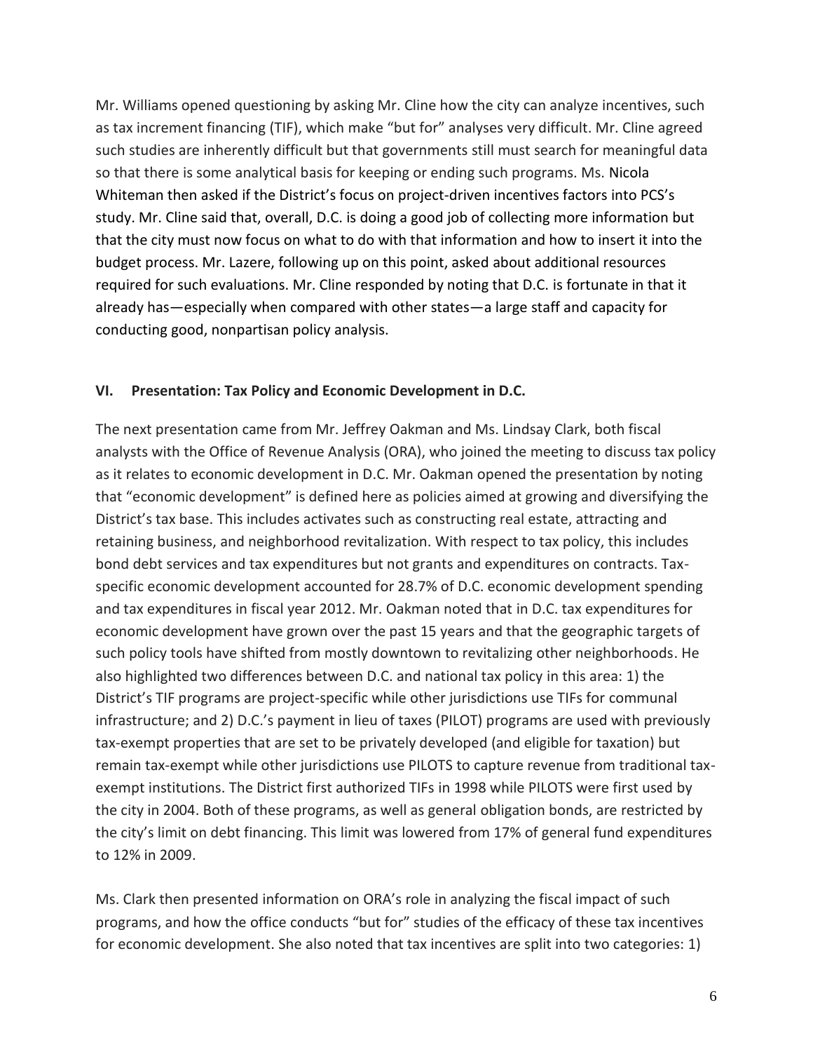Mr. Williams opened questioning by asking Mr. Cline how the city can analyze incentives, such as tax increment financing (TIF), which make "but for" analyses very difficult. Mr. Cline agreed such studies are inherently difficult but that governments still must search for meaningful data so that there is some analytical basis for keeping or ending such programs. Ms. Nicola Whiteman then asked if the District's focus on project-driven incentives factors into PCS's study. Mr. Cline said that, overall, D.C. is doing a good job of collecting more information but that the city must now focus on what to do with that information and how to insert it into the budget process. Mr. Lazere, following up on this point, asked about additional resources required for such evaluations. Mr. Cline responded by noting that D.C. is fortunate in that it already has—especially when compared with other states—a large staff and capacity for conducting good, nonpartisan policy analysis.

## VI. Presentation: Tax Policy and Economic Development in D.C.

The next presentation came from Mr. Jeffrey Oakman and Ms. Lindsay Clark, both fiscal analysts with the Office of Revenue Analysis (ORA), who joined the meeting to discuss tax policy as it relates to economic development in D.C. Mr. Oakman opened the presentation by noting that "economic development" is defined here as policies aimed at growing and diversifying the District's tax base. This includes activates such as constructing real estate, attracting and retaining business, and neighborhood revitalization. With respect to tax policy, this includes bond debt services and tax expenditures but not grants and expenditures on contracts. Tax-specific economic development accounted for 28.7% of D.C. economic development spending and tax expenditures in fiscal year 2012. Mr. Oakman noted that in D.C. tax expenditures for economic development have grown over the past 15 years and that the geographic targets of such policy tools have shifted from mostly downtown to revitalizing other neighborhoods. He also highlighted two differences between D.C. and national tax policy in this area: 1) the District's TIF programs are project-specific while other jurisdictions use TIFs for communal infrastructure; and 2) D.C.'s payment in lieu of taxes (PILOT) programs are used with previously tax-exempt properties that are set to be privately developed (and eligible for taxation) but remain tax-exempt while other jurisdictions use PILOTS to capture revenue from traditional tax-exempt institutions. The District first authorized TIFs in 1998 while PILOTS were first used by the city in 2004. Both of these programs, as well as general obligation bonds, are restricted by the city's limit on debt financing. This limit was lowered from 17% of general fund expenditures to 12% in 2009.

Ms. Clark then presented information on ORA's role in analyzing the fiscal impact of such programs, and how the office conducts "but for" studies of the efficacy of these tax incentives for economic development. She also noted that tax incentives are split into two categories: 1)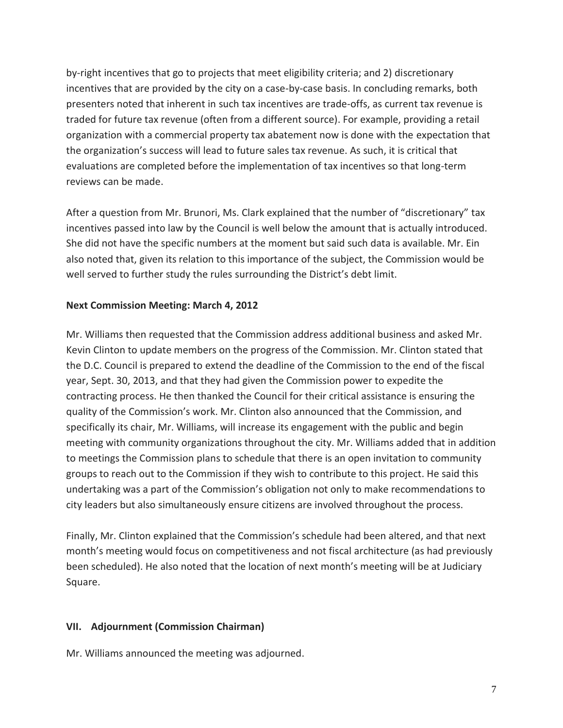by-right incentives that go to projects that meet eligibility criteria; and 2) discretionary incentives that are provided by the city on a case-by-case basis. In concluding remarks, both presenters noted that inherent in such tax incentives are trade-offs, as current tax revenue is traded for future tax revenue (often from a different source). For example, providing a retail organization with a commercial property tax abatement now is done with the expectation that the organization's success will lead to future sales tax revenue. As such, it is critical that evaluations are completed before the implementation of tax incentives so that long-term reviews can be made.

After a question from Mr. Brunori, Ms. Clark explained that the number of "discretionary" tax incentives passed into law by the Council is well below the amount that is actually introduced. She did not have the specific numbers at the moment but said such data is available. Mr. Ein also noted that, given its relation to this importance of the subject, the Commission would be well served to further study the rules surrounding the District's debt limit.

**Next Commission Meeting: March 4, 2012**

Mr. Williams then requested that the Commission address additional business and asked Mr. Kevin Clinton to update members on the progress of the Commission. Mr. Clinton stated that the D.C. Council is prepared to extend the deadline of the Commission to the end of the fiscal year, Sept. 30, 2013, and that they had given the Commission power to expedite the contracting process. He then thanked the Council for their critical assistance is ensuring the quality of the Commission's work. Mr. Clinton also announced that the Commission, and specifically its chair, Mr. Williams, will increase its engagement with the public and begin meeting with community organizations throughout the city. Mr. Williams added that in addition to meetings the Commission plans to schedule that there is an open invitation to community groups to reach out to the Commission if they wish to contribute to this project. He said this undertaking was a part of the Commission's obligation not only to make recommendations to city leaders but also simultaneously ensure citizens are involved throughout the process.

Finally, Mr. Clinton explained that the Commission's schedule had been altered, and that next month's meeting would focus on competitiveness and not fiscal architecture (as had previously been scheduled). He also noted that the location of next month's meeting will be at Judiciary Square.

## VII. Adjournment (Commission Chairman)

Mr. Williams announced the meeting was adjourned.